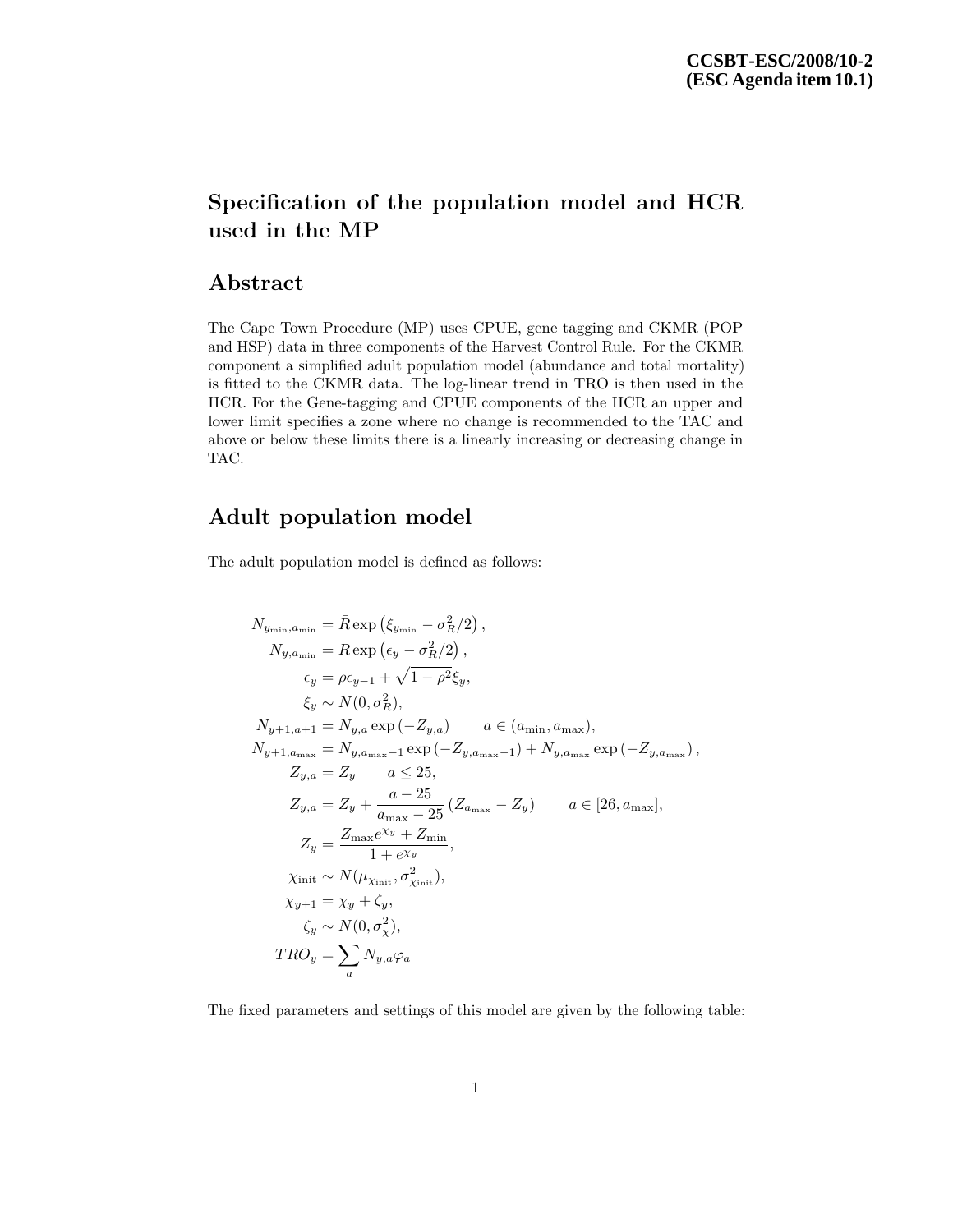**CCSBT-ESC/2008/10-2**
**(ESC Agenda item 10.1)**

# Specification of the population model and HCR used in the MP

## Abstract

The Cape Town Procedure (MP) uses CPUE, gene tagging and CKMR (POP and HSP) data in three components of the Harvest Control Rule. For the CKMR component a simplified adult population model (abundance and total mortality) is fitted to the CKMR data. The log-linear trend in TRO is then used in the HCR. For the Gene-tagging and CPUE components of the HCR an upper and lower limit specifies a zone where no change is recommended to the TAC and above or below these limits there is a linearly increasing or decreasing change in TAC.

## Adult population model

The adult population model is defined as follows:

$$
\begin{aligned}
N_{y_{\min},a_{\min}} &= \bar{R}\exp\left(\xi_{y_{\min}} - \sigma_R^2/2\right), \\
N_{y,a_{\min}} &= \bar{R}\exp\left(\epsilon_y - \sigma_R^2/2\right), \\
\epsilon_y &= \rho\epsilon_{y-1} + \sqrt{1-\rho^2}\xi_y, \\
\xi_y &\sim N(0,\sigma_R^2), \\
N_{y+1,a+1} &= N_{y,a}\exp\left(-Z_{y,a}\right) \qquad a \in (a_{\min}, a_{\max}), \\
N_{y+1,a_{\max}} &= N_{y,a_{\max}-1}\exp\left(-Z_{y,a_{\max}-1}\right) + N_{y,a_{\max}}\exp\left(-Z_{y,a_{\max}}\right), \\
Z_{y,a} &= Z_y \qquad a \leq 25, \\
Z_{y,a} &= Z_y + \frac{a-25}{a_{\max}-25}\left(Z_{a_{\max}} - Z_y\right) \qquad a \in [26, a_{\max}], \\
Z_y &= \frac{Z_{\max}e^{\chi_y} + Z_{\min}}{1+e^{\chi_y}}, \\
\chi_{\text{init}} &\sim N(\mu_{\chi_{\text{init}}}, \sigma^2_{\chi_{\text{init}}}), \\
\chi_{y+1} &= \chi_y + \zeta_y, \\
\zeta_y &\sim N(0,\sigma_\chi^2), \\
TRO_y &= \sum_a N_{y,a}\varphi_a
\end{aligned}
$$

The fixed parameters and settings of this model are given by the following table: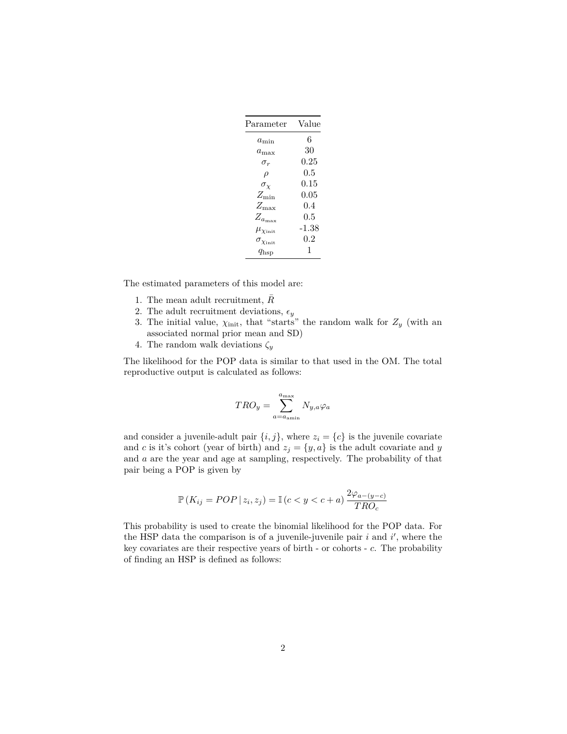| Parameter | Value |
|---|---|
| $a_{\min}$ | 6 |
| $a_{\max}$ | 30 |
| $\sigma_r$ | 0.25 |
| $\rho$ | 0.5 |
| $\sigma_\chi$ | 0.15 |
| $Z_{\min}$ | 0.05 |
| $Z_{\max}$ | 0.4 |
| $Z_{a_{\max}}$ | 0.5 |
| $\mu_{\chi_{\text{init}}}$ | -1.38 |
| $\sigma_{\chi_{\text{init}}}$ | 0.2 |
| $q_{\text{hsp}}$ | 1 |

The estimated parameters of this model are:

1. The mean adult recruitment, $\bar{R}$
2. The adult recruitment deviations, $\epsilon_y$
3. The initial value, $\chi_{\text{init}}$, that "starts" the random walk for $Z_y$ (with an associated normal prior mean and SD)
4. The random walk deviations $\zeta_y$

The likelihood for the POP data is similar to that used in the OM. The total reproductive output is calculated as follows:

$$TRO_y = \sum_{a=a_{\text{amin}}}^{a_{\max}} N_{y,a}\varphi_a$$

and consider a juvenile-adult pair $\{i, j\}$, where $z_i = \{c\}$ is the juvenile covariate and $c$ is it's cohort (year of birth) and $z_j = \{y, a\}$ is the adult covariate and $y$ and $a$ are the year and age at sampling, respectively. The probability of that pair being a POP is given by

$$\mathbb{P}\left(K_{ij} = POP \,|\, z_i, z_j\right) = \mathbb{I}\left(c < y < c + a\right) \frac{2\varphi_{a-(y-c)}}{TRO_c}$$

This probability is used to create the binomial likelihood for the POP data. For the HSP data the comparison is of a juvenile-juvenile pair $i$ and $i'$, where the key covariates are their respective years of birth - or cohorts - $c$. The probability of finding an HSP is defined as follows: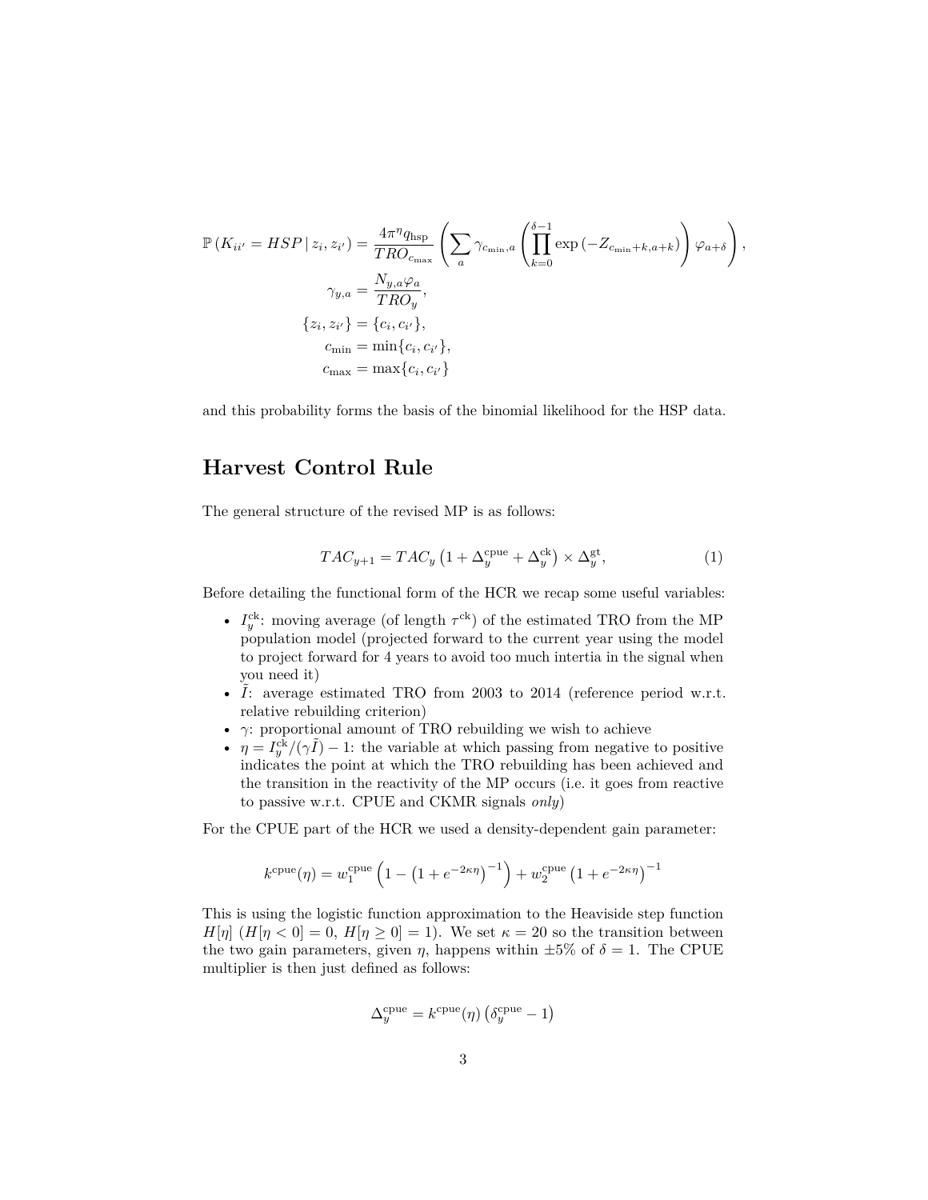$$
\begin{aligned}
\mathbb{P}\left(K_{ii'} = HSP \,|\, z_i, z_{i'}\right) &= \frac{4\pi^{\eta} q_{\text{hsp}}}{TRO_{c_{\max}}} \left( \sum_a \gamma_{c_{\min},a} \left( \prod_{k=0}^{\delta-1} \exp\left(-Z_{c_{\min}+k,a+k}\right) \right) \varphi_{a+\delta} \right), \\
\gamma_{y,a} &= \frac{N_{y,a}\varphi_a}{TRO_y}, \\
\{z_i, z_{i'}\} &= \{c_i, c_{i'}\}, \\
c_{\min} &= \min\{c_i, c_{i'}\}, \\
c_{\max} &= \max\{c_i, c_{i'}\}
\end{aligned}
$$

and this probability forms the basis of the binomial likelihood for the HSP data.

## Harvest Control Rule

The general structure of the revised MP is as follows:

$$
TAC_{y+1} = TAC_y \left(1 + \Delta_y^{\text{cpue}} + \Delta_y^{\text{ck}}\right) \times \Delta_y^{\text{gt}}, \tag{1}
$$

Before detailing the functional form of the HCR we recap some useful variables:

- $I_y^{\text{ck}}$: moving average (of length $\tau^{\text{ck}}$) of the estimated TRO from the MP population model (projected forward to the current year using the model to project forward for 4 years to avoid too much intertia in the signal when you need it)
- $\tilde{I}$: average estimated TRO from 2003 to 2014 (reference period w.r.t. relative rebuilding criterion)
- $\gamma$: proportional amount of TRO rebuilding we wish to achieve
- $\eta = I_y^{\text{ck}}/(\gamma\tilde{I}) - 1$: the variable at which passing from negative to positive indicates the point at which the TRO rebuilding has been achieved and the transition in the reactivity of the MP occurs (i.e. it goes from reactive to passive w.r.t. CPUE and CKMR signals *only*)

For the CPUE part of the HCR we used a density-dependent gain parameter:

$$
k^{\text{cpue}}(\eta) = w_1^{\text{cpue}} \left(1 - \left(1 + e^{-2\kappa\eta}\right)^{-1}\right) + w_2^{\text{cpue}} \left(1 + e^{-2\kappa\eta}\right)^{-1}
$$

This is using the logistic function approximation to the Heaviside step function $H[\eta]$ ($H[\eta < 0] = 0$, $H[\eta \geq 0] = 1$). We set $\kappa = 20$ so the transition between the two gain parameters, given $\eta$, happens within $\pm 5\%$ of $\delta = 1$. The CPUE multiplier is then just defined as follows:

$$
\Delta_y^{\text{cpue}} = k^{\text{cpue}}(\eta) \left(\delta_y^{\text{cpue}} - 1\right)
$$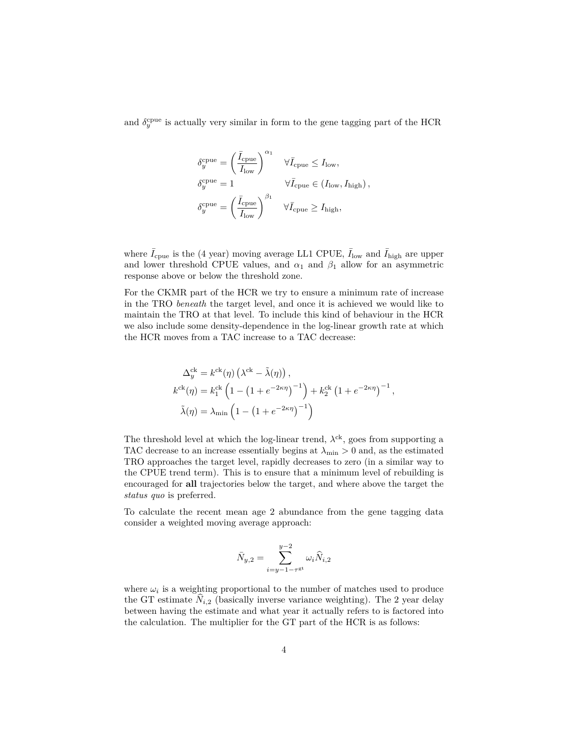and $\delta_y^{\text{cpue}}$ is actually very similar in form to the gene tagging part of the HCR

$$
\begin{aligned}
\delta_y^{\text{cpue}} &= \left(\frac{\bar{I}_{\text{cpue}}}{I_{\text{low}}}\right)^{\alpha_1} && \forall \bar{I}_{\text{cpue}} \leq I_{\text{low}}, \\
\delta_y^{\text{cpue}} &= 1 && \forall \bar{I}_{\text{cpue}} \in (I_{\text{low}}, I_{\text{high}}), \\
\delta_y^{\text{cpue}} &= \left(\frac{\bar{I}_{\text{cpue}}}{I_{\text{low}}}\right)^{\beta_1} && \forall \bar{I}_{\text{cpue}} \geq I_{\text{high}},
\end{aligned}
$$

where $\bar{I}_{\text{cpue}}$ is the (4 year) moving average LL1 CPUE, $\bar{I}_{\text{low}}$ and $\bar{I}_{\text{high}}$ are upper and lower threshold CPUE values, and $\alpha_1$ and $\beta_1$ allow for an asymmetric response above or below the threshold zone.

For the CKMR part of the HCR we try to ensure a minimum rate of increase in the TRO *beneath* the target level, and once it is achieved we would like to maintain the TRO at that level. To include this kind of behaviour in the HCR we also include some density-dependence in the log-linear growth rate at which the HCR moves from a TAC increase to a TAC decrease:

$$
\begin{aligned}
\Delta_y^{\text{ck}} &= k^{\text{ck}}(\eta)\left(\lambda^{\text{ck}} - \tilde{\lambda}(\eta)\right), \\
k^{\text{ck}}(\eta) &= k_1^{\text{ck}}\left(1 - \left(1 + e^{-2\kappa\eta}\right)^{-1}\right) + k_2^{\text{ck}}\left(1 + e^{-2\kappa\eta}\right)^{-1}, \\
\tilde{\lambda}(\eta) &= \lambda_{\min}\left(1 - \left(1 + e^{-2\kappa\eta}\right)^{-1}\right)
\end{aligned}
$$

The threshold level at which the log-linear trend, $\lambda^{\text{ck}}$, goes from supporting a TAC decrease to an increase essentially begins at $\lambda_{\min} > 0$ and, as the estimated TRO approaches the target level, rapidly decreases to zero (in a similar way to the CPUE trend term). This is to ensure that a minimum level of rebuilding is encouraged for **all** trajectories below the target, and where above the target the *status quo* is preferred.

To calculate the recent mean age 2 abundance from the gene tagging data consider a weighted moving average approach:

$$
\bar{N}_{y,2} = \sum_{i=y-1-\tau^{\text{gt}}}^{y-2} \omega_i \widehat{N}_{i,2}
$$

where $\omega_i$ is a weighting proportional to the number of matches used to produce the GT estimate $\widehat{N}_{i,2}$ (basically inverse variance weighting). The 2 year delay between having the estimate and what year it actually refers to is factored into the calculation. The multiplier for the GT part of the HCR is as follows: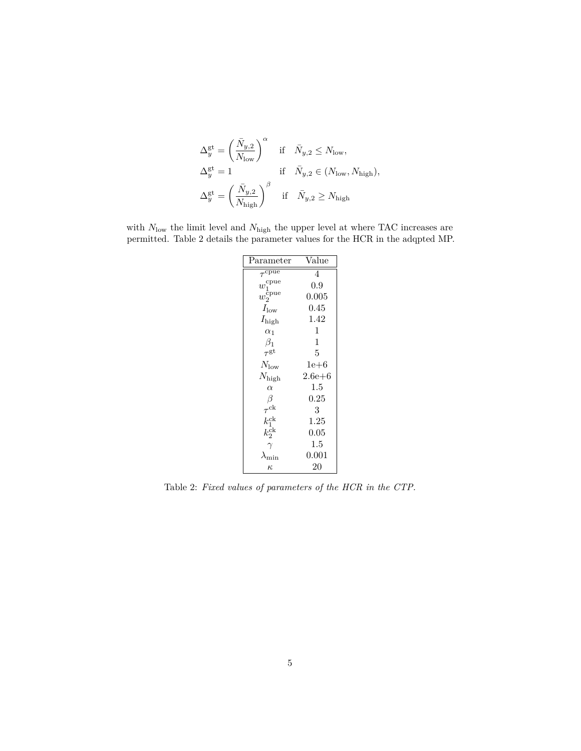$$
\begin{aligned}
\Delta_y^{\text{gt}} &= \left(\frac{\bar{N}_{y,2}}{N_{\text{low}}}\right)^{\alpha} && \text{if} \quad \bar{N}_{y,2} \leq N_{\text{low}}, \\
\Delta_y^{\text{gt}} &= 1 && \text{if} \quad \bar{N}_{y,2} \in (N_{\text{low}}, N_{\text{high}}), \\
\Delta_y^{\text{gt}} &= \left(\frac{\bar{N}_{y,2}}{N_{\text{high}}}\right)^{\beta} && \text{if} \quad \bar{N}_{y,2} \geq N_{\text{high}}
\end{aligned}
$$

with $N_{\text{low}}$ the limit level and $N_{\text{high}}$ the upper level at where TAC increases are permitted. Table 2 details the parameter values for the HCR in the adqpted MP.

| Parameter | Value |
|---|---|
| $\tau^{\text{cpue}}$ | 4 |
| $w_1^{\text{cpue}}$ | 0.9 |
| $w_2^{\text{cpue}}$ | 0.005 |
| $I_{\text{low}}$ | 0.45 |
| $I_{\text{high}}$ | 1.42 |
| $\alpha_1$ | 1 |
| $\beta_1$ | 1 |
| $\tau^{\text{gt}}$ | 5 |
| $N_{\text{low}}$ | 1e+6 |
| $N_{\text{high}}$ | 2.6e+6 |
| $\alpha$ | 1.5 |
| $\beta$ | 0.25 |
| $\tau^{\text{ck}}$ | 3 |
| $k_1^{\text{ck}}$ | 1.25 |
| $k_2^{\text{ck}}$ | 0.05 |
| $\gamma$ | 1.5 |
| $\lambda_{\text{min}}$ | 0.001 |
| $\kappa$ | 20 |

Table 2: *Fixed values of parameters of the HCR in the CTP.*